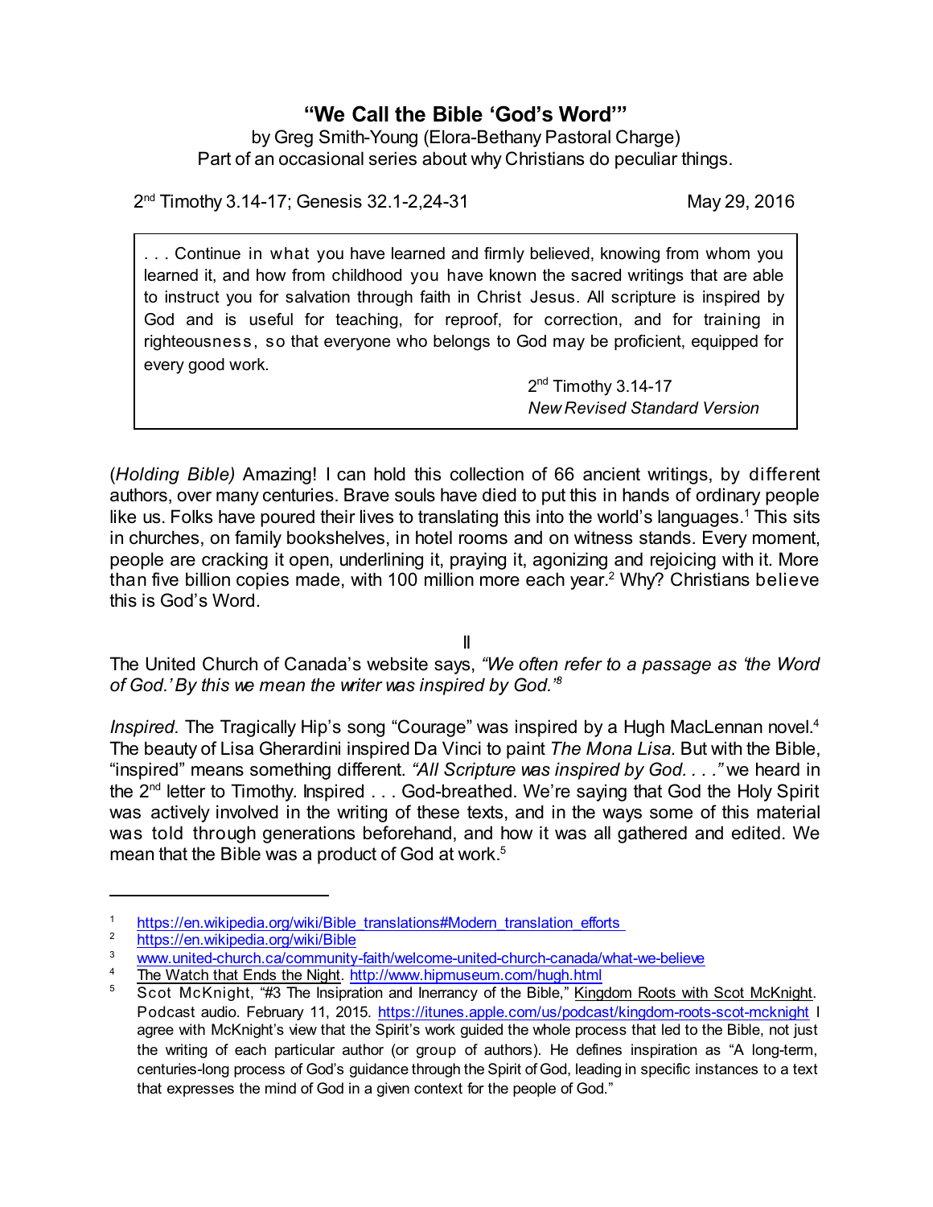# "We Call the Bible 'God's Word'"

by Greg Smith-Young (Elora-Bethany Pastoral Charge)
Part of an occasional series about why Christians do peculiar things.

2nd Timothy 3.14-17; Genesis 32.1-2,24-31 — May 29, 2016

> . . . Continue in what you have learned and firmly believed, knowing from whom you learned it, and how from childhood you have known the sacred writings that are able to instruct you for salvation through faith in Christ Jesus. All scripture is inspired by God and is useful for teaching, for reproof, for correction, and for training in righteousness, so that everyone who belongs to God may be proficient, equipped for every good work.
>
> 2nd Timothy 3.14-17
> *New Revised Standard Version*

(*Holding Bible)* Amazing! I can hold this collection of 66 ancient writings, by different authors, over many centuries. Brave souls have died to put this in hands of ordinary people like us. Folks have poured their lives to translating this into the world's languages.[1] This sits in churches, on family bookshelves, in hotel rooms and on witness stands. Every moment, people are cracking it open, underlining it, praying it, agonizing and rejoicing with it. More than five billion copies made, with 100 million more each year.[2] Why? Christians believe this is God's Word.

II

The United Church of Canada's website says, *"We often refer to a passage as 'the Word of God.' By this we mean the writer was inspired by God."*[3]

*Inspired.* The Tragically Hip's song "Courage" was inspired by a Hugh MacLennan novel.[4] The beauty of Lisa Gherardini inspired Da Vinci to paint *The Mona Lisa.* But with the Bible, "inspired" means something different. *"All Scripture was inspired by God. . . ."* we heard in the 2nd letter to Timothy. Inspired . . . God-breathed. We're saying that God the Holy Spirit was actively involved in the writing of these texts, and in the ways some of this material was told through generations beforehand, and how it was all gathered and edited. We mean that the Bible was a product of God at work.[5]

---

1. https://en.wikipedia.org/wiki/Bible_translations#Modern_translation_efforts
2. https://en.wikipedia.org/wiki/Bible
3. www.united-church.ca/community-faith/welcome-united-church-canada/what-we-believe
4. The Watch that Ends the Night. http://www.hipmuseum.com/hugh.html
5. Scot McKnight, "#3 The Inspiration and Inerrancy of the Bible," Kingdom Roots with Scot McKnight. Podcast audio. February 11, 2015. https://itunes.apple.com/us/podcast/kingdom-roots-scot-mcknight I agree with McKnight's view that the Spirit's work guided the whole process that led to the Bible, not just the writing of each particular author (or group of authors). He defines inspiration as "A long-term, centuries-long process of God's guidance through the Spirit of God, leading in specific instances to a text that expresses the mind of God in a given context for the people of God."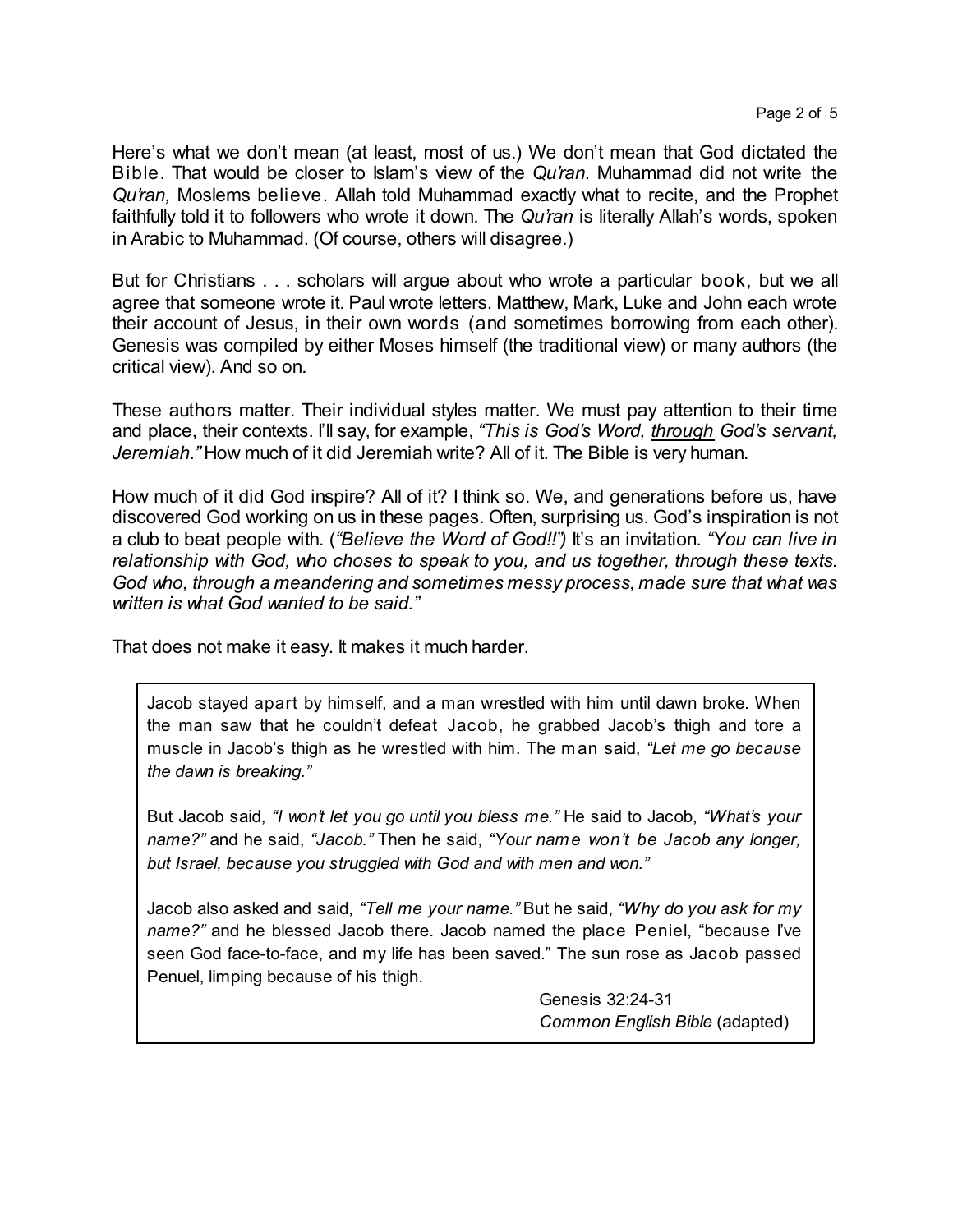Here's what we don't mean (at least, most of us.) We don't mean that God dictated the Bible. That would be closer to Islam's view of the *Qu'ran*. Muhammad did not write the *Qu'ran,* Moslems believe. Allah told Muhammad exactly what to recite, and the Prophet faithfully told it to followers who wrote it down. The *Qu'ran* is literally Allah's words, spoken in Arabic to Muhammad. (Of course, others will disagree.)

But for Christians . . . scholars will argue about who wrote a particular book, but we all agree that someone wrote it. Paul wrote letters. Matthew, Mark, Luke and John each wrote their account of Jesus, in their own words (and sometimes borrowing from each other). Genesis was compiled by either Moses himself (the traditional view) or many authors (the critical view). And so on.

These authors matter. Their individual styles matter. We must pay attention to their time and place, their contexts. I'll say, for example, *"This is God's Word, <u>through</u> God's servant, Jeremiah."* How much of it did Jeremiah write? All of it. The Bible is very human.

How much of it did God inspire? All of it? I think so. We, and generations before us, have discovered God working on us in these pages. Often, surprising us. God's inspiration is not a club to beat people with. (*"Believe the Word of God!!"*) It's an invitation. *"You can live in relationship with God, who choses to speak to you, and us together, through these texts. God who, through a meandering and sometimes messy process, made sure that what was written is what God wanted to be said."*

That does not make it easy. It makes it much harder.

> Jacob stayed apart by himself, and a man wrestled with him until dawn broke. When the man saw that he couldn't defeat Jacob, he grabbed Jacob's thigh and tore a muscle in Jacob's thigh as he wrestled with him. The man said, *"Let me go because the dawn is breaking."*
>
> But Jacob said, *"I won't let you go until you bless me."* He said to Jacob, *"What's your name?"* and he said, *"Jacob."* Then he said, *"Your name won't be Jacob any longer, but Israel, because you struggled with God and with men and won."*
>
> Jacob also asked and said, *"Tell me your name."* But he said, *"Why do you ask for my name?"* and he blessed Jacob there. Jacob named the place Peniel, "because I've seen God face-to-face, and my life has been saved." The sun rose as Jacob passed Penuel, limping because of his thigh.
>
> Genesis 32:24-31
> *Common English Bible* (adapted)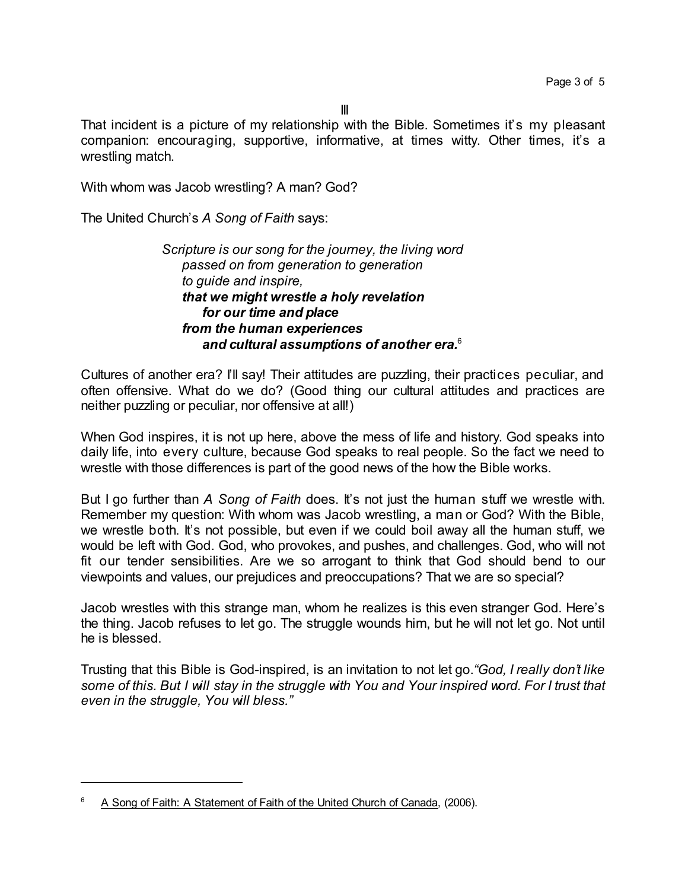III

That incident is a picture of my relationship with the Bible. Sometimes it's my pleasant companion: encouraging, supportive, informative, at times witty. Other times, it's a wrestling match.

With whom was Jacob wrestling? A man? God?

The United Church's *A Song of Faith* says:

> *Scripture is our song for the journey, the living word*
> *passed on from generation to generation*
> *to guide and inspire,*
> ***that we might wrestle a holy revelation***
> ***for our time and place***
> ***from the human experiences***
> ***and cultural assumptions of another era.***[6]

Cultures of another era? I'll say! Their attitudes are puzzling, their practices peculiar, and often offensive. What do we do? (Good thing our cultural attitudes and practices are neither puzzling or peculiar, nor offensive at all!)

When God inspires, it is not up here, above the mess of life and history. God speaks into daily life, into every culture, because God speaks to real people. So the fact we need to wrestle with those differences is part of the good news of the how the Bible works.

But I go further than *A Song of Faith* does. It's not just the human stuff we wrestle with. Remember my question: With whom was Jacob wrestling, a man or God? With the Bible, we wrestle both. It's not possible, but even if we could boil away all the human stuff, we would be left with God. God, who provokes, and pushes, and challenges. God, who will not fit our tender sensibilities. Are we so arrogant to think that God should bend to our viewpoints and values, our prejudices and preoccupations? That we are so special?

Jacob wrestles with this strange man, whom he realizes is this even stranger God. Here's the thing. Jacob refuses to let go. The struggle wounds him, but he will not let go. Not until he is blessed.

Trusting that this Bible is God-inspired, is an invitation to not let go. *"God, I really don't like some of this. But I will stay in the struggle with You and Your inspired word. For I trust that even in the struggle, You will bless."*

---

[6] A Song of Faith: A Statement of Faith of the United Church of Canada, (2006).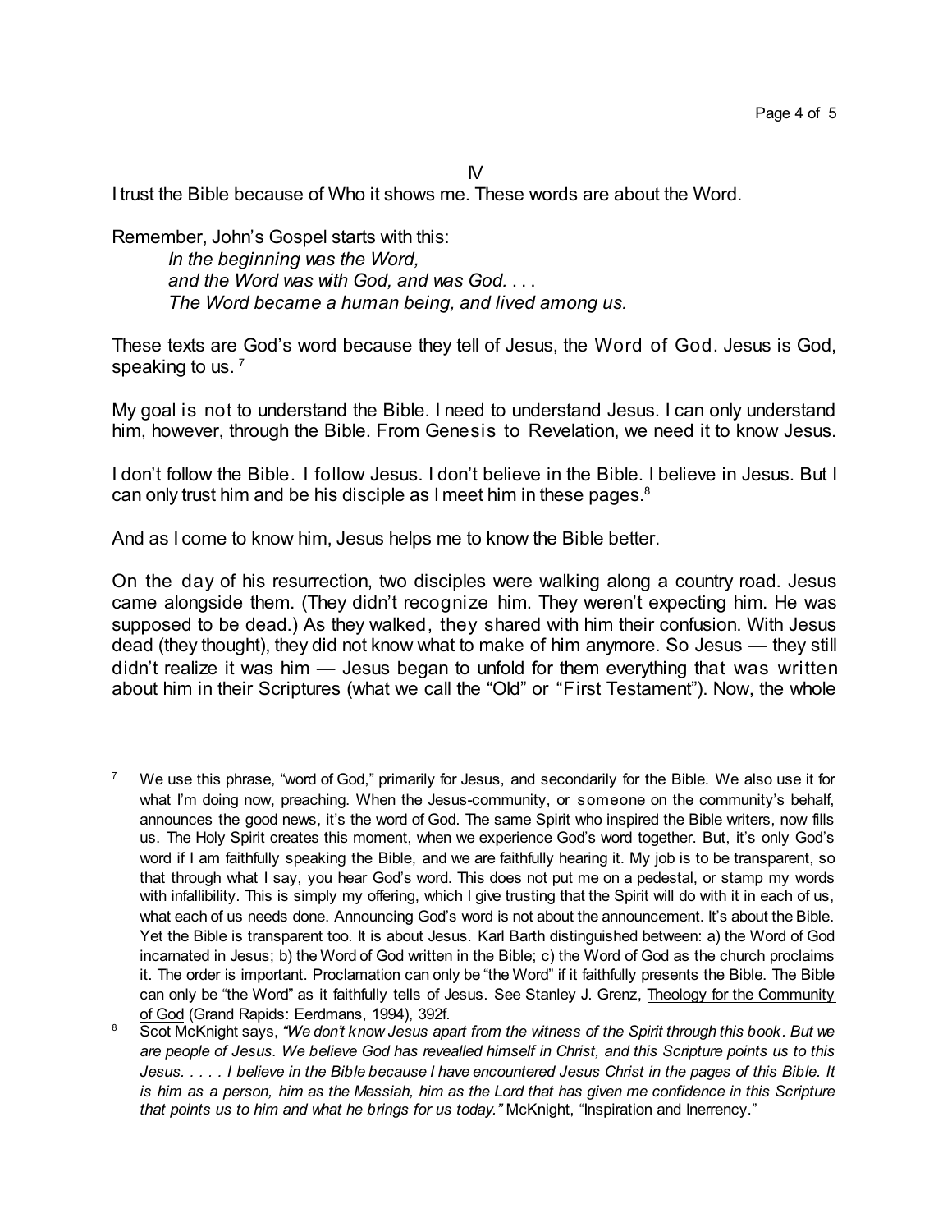IV

I trust the Bible because of Who it shows me. These words are about the Word.

Remember, John's Gospel starts with this:

> *In the beginning was the Word,*
> *and the Word was with God, and was God. . . .*
> *The Word became a human being, and lived among us.*

These texts are God's word because they tell of Jesus, the Word of God. Jesus is God, speaking to us. [7]

My goal is not to understand the Bible. I need to understand Jesus. I can only understand him, however, through the Bible. From Genesis to Revelation, we need it to know Jesus.

I don't follow the Bible. I follow Jesus. I don't believe in the Bible. I believe in Jesus. But I can only trust him and be his disciple as I meet him in these pages.[8]

And as I come to know him, Jesus helps me to know the Bible better.

On the day of his resurrection, two disciples were walking along a country road. Jesus came alongside them. (They didn't recognize him. They weren't expecting him. He was supposed to be dead.) As they walked, they shared with him their confusion. With Jesus dead (they thought), they did not know what to make of him anymore. So Jesus — they still didn't realize it was him — Jesus began to unfold for them everything that was written about him in their Scriptures (what we call the "Old" or "First Testament"). Now, the whole

---

[7] We use this phrase, "word of God," primarily for Jesus, and secondarily for the Bible. We also use it for what I'm doing now, preaching. When the Jesus-community, or someone on the community's behalf, announces the good news, it's the word of God. The same Spirit who inspired the Bible writers, now fills us. The Holy Spirit creates this moment, when we experience God's word together. But, it's only God's word if I am faithfully speaking the Bible, and we are faithfully hearing it. My job is to be transparent, so that through what I say, you hear God's word. This does not put me on a pedestal, or stamp my words with infallibility. This is simply my offering, which I give trusting that the Spirit will do with it in each of us, what each of us needs done. Announcing God's word is not about the announcement. It's about the Bible. Yet the Bible is transparent too. It is about Jesus. Karl Barth distinguished between: a) the Word of God incarnated in Jesus; b) the Word of God written in the Bible; c) the Word of God as the church proclaims it. The order is important. Proclamation can only be "the Word" if it faithfully presents the Bible. The Bible can only be "the Word" as it faithfully tells of Jesus. See Stanley J. Grenz, Theology for the Community of God (Grand Rapids: Eerdmans, 1994), 392f.

[8] Scot McKnight says, *"We don't know Jesus apart from the witness of the Spirit through this book. But we are people of Jesus. We believe God has revealled himself in Christ, and this Scripture points us to this Jesus. . . . . I believe in the Bible because I have encountered Jesus Christ in the pages of this Bible. It is him as a person, him as the Messiah, him as the Lord that has given me confidence in this Scripture that points us to him and what he brings for us today."* McKnight, "Inspiration and Inerrency."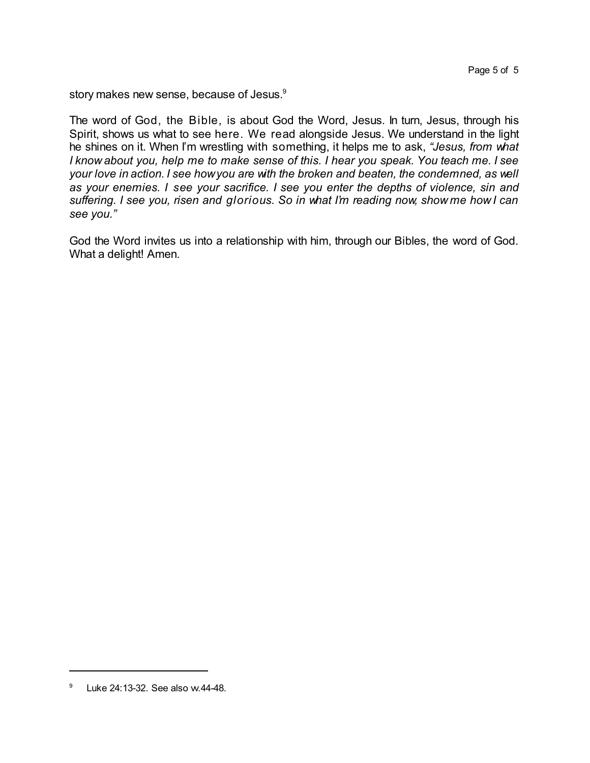story makes new sense, because of Jesus.[9]

The word of God, the Bible, is about God the Word, Jesus. In turn, Jesus, through his Spirit, shows us what to see here. We read alongside Jesus. We understand in the light he shines on it. When I'm wrestling with something, it helps me to ask, *"Jesus, from what I know about you, help me to make sense of this. I hear you speak. You teach me. I see your love in action. I see how you are with the broken and beaten, the condemned, as well as your enemies. I see your sacrifice. I see you enter the depths of violence, sin and suffering. I see you, risen and glorious. So in what I'm reading now, show me how I can see you."*

God the Word invites us into a relationship with him, through our Bibles, the word of God. What a delight! Amen.

---

[9] Luke 24:13-32. See also vv.44-48.